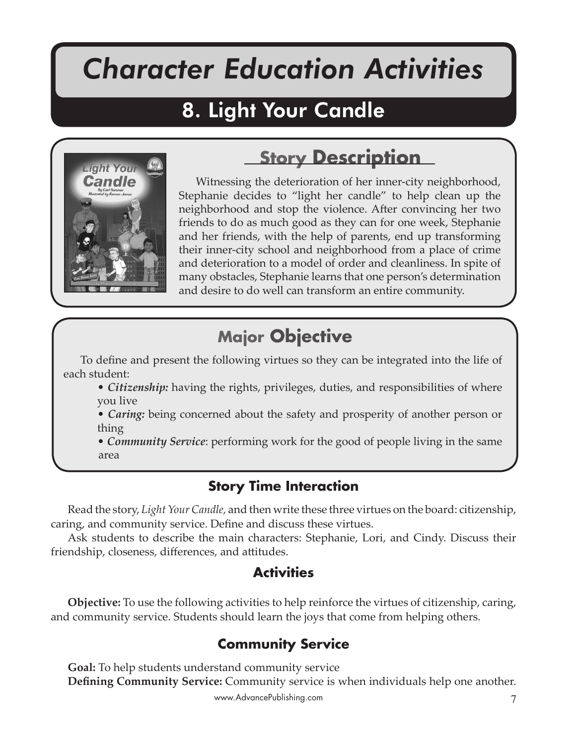# Character Education Activities

## 8. Light Your Candle

### Story Description

Witnessing the deterioration of her inner-city neighborhood, Stephanie decides to "light her candle" to help clean up the neighborhood and stop the violence. After convincing her two friends to do as much good as they can for one week, Stephanie and her friends, with the help of parents, end up transforming their inner-city school and neighborhood from a place of crime and deterioration to a model of order and cleanliness. In spite of many obstacles, Stephanie learns that one person's determination and desire to do well can transform an entire community.

### Major Objective

To define and present the following virtues so they can be integrated into the life of each student:

- ***Citizenship:*** having the rights, privileges, duties, and responsibilities of where you live
- ***Caring:*** being concerned about the safety and prosperity of another person or thing
- ***Community Service***: performing work for the good of people living in the same area

### Story Time Interaction

Read the story, *Light Your Candle,* and then write these three virtues on the board: citizenship, caring, and community service. Define and discuss these virtues.

Ask students to describe the main characters: Stephanie, Lori, and Cindy. Discuss their friendship, closeness, differences, and attitudes.

### Activities

**Objective:** To use the following activities to help reinforce the virtues of citizenship, caring, and community service. Students should learn the joys that come from helping others.

### Community Service

**Goal:** To help students understand community service

**Defining Community Service:** Community service is when individuals help one another.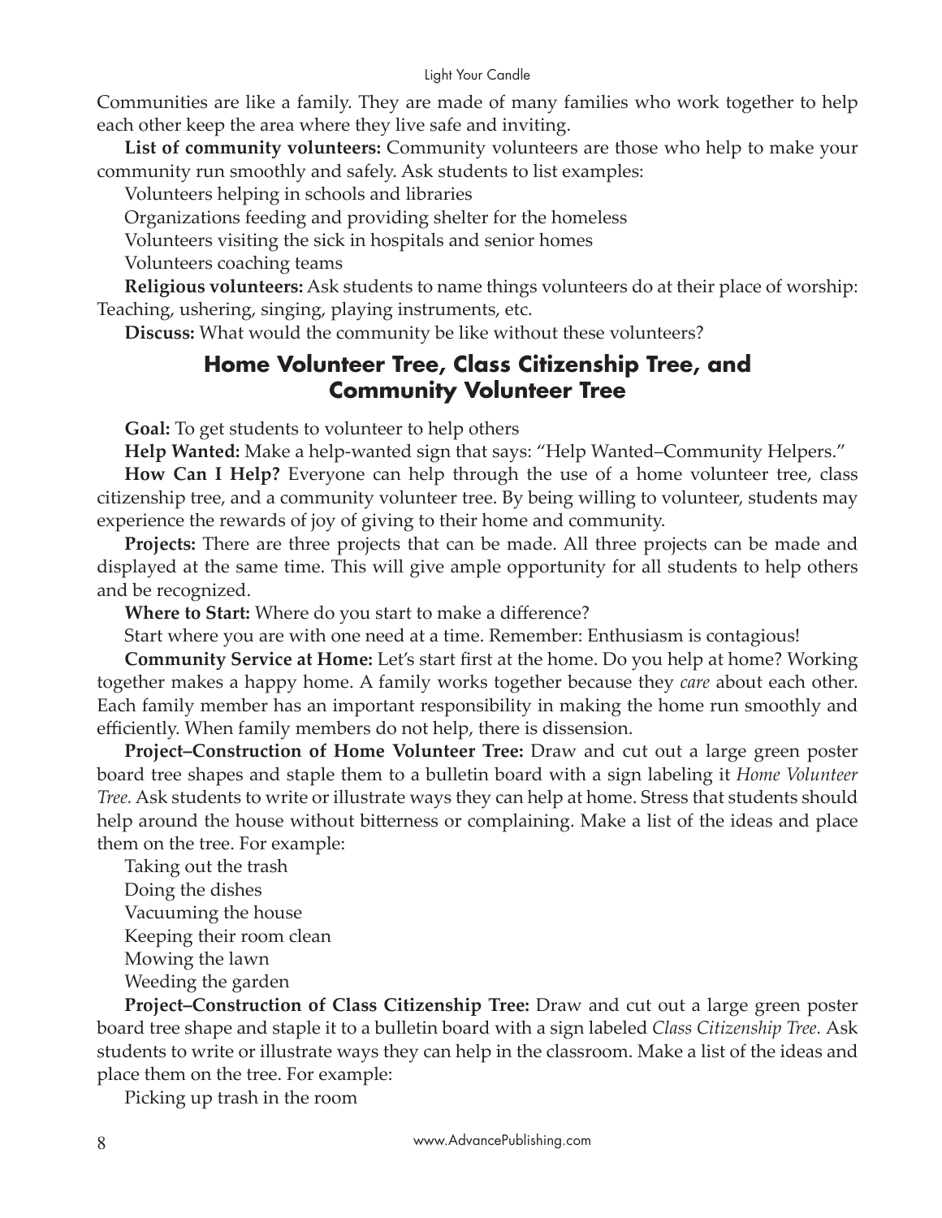Communities are like a family. They are made of many families who work together to help each other keep the area where they live safe and inviting.

**List of community volunteers:** Community volunteers are those who help to make your community run smoothly and safely. Ask students to list examples:

Volunteers helping in schools and libraries

Organizations feeding and providing shelter for the homeless

Volunteers visiting the sick in hospitals and senior homes

Volunteers coaching teams

**Religious volunteers:** Ask students to name things volunteers do at their place of worship: Teaching, ushering, singing, playing instruments, etc.

**Discuss:** What would the community be like without these volunteers?

## Home Volunteer Tree, Class Citizenship Tree, and Community Volunteer Tree

**Goal:** To get students to volunteer to help others

**Help Wanted:** Make a help-wanted sign that says: "Help Wanted–Community Helpers."

**How Can I Help?** Everyone can help through the use of a home volunteer tree, class citizenship tree, and a community volunteer tree. By being willing to volunteer, students may experience the rewards of joy of giving to their home and community.

**Projects:** There are three projects that can be made. All three projects can be made and displayed at the same time. This will give ample opportunity for all students to help others and be recognized.

**Where to Start:** Where do you start to make a difference?

Start where you are with one need at a time. Remember: Enthusiasm is contagious!

**Community Service at Home:** Let's start first at the home. Do you help at home? Working together makes a happy home. A family works together because they *care* about each other. Each family member has an important responsibility in making the home run smoothly and efficiently. When family members do not help, there is dissension.

**Project–Construction of Home Volunteer Tree:** Draw and cut out a large green poster board tree shapes and staple them to a bulletin board with a sign labeling it *Home Volunteer Tree.* Ask students to write or illustrate ways they can help at home. Stress that students should help around the house without bitterness or complaining. Make a list of the ideas and place them on the tree. For example:

Taking out the trash

Doing the dishes

Vacuuming the house

Keeping their room clean

Mowing the lawn

Weeding the garden

**Project–Construction of Class Citizenship Tree:** Draw and cut out a large green poster board tree shape and staple it to a bulletin board with a sign labeled *Class Citizenship Tree.* Ask students to write or illustrate ways they can help in the classroom. Make a list of the ideas and place them on the tree. For example:

Picking up trash in the room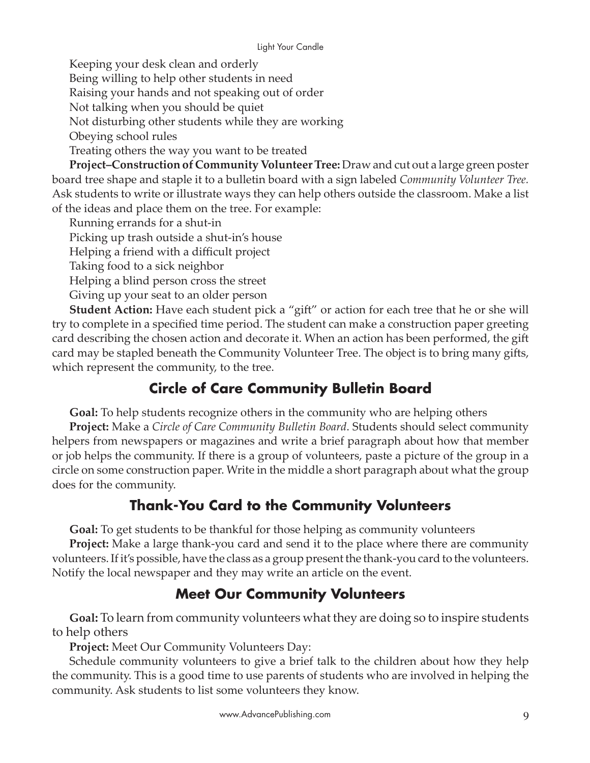Keeping your desk clean and orderly
Being willing to help other students in need
Raising your hands and not speaking out of order
Not talking when you should be quiet
Not disturbing other students while they are working
Obeying school rules
Treating others the way you want to be treated

**Project–Construction of Community Volunteer Tree:** Draw and cut out a large green poster board tree shape and staple it to a bulletin board with a sign labeled *Community Volunteer Tree.* Ask students to write or illustrate ways they can help others outside the classroom. Make a list of the ideas and place them on the tree. For example:

Running errands for a shut-in
Picking up trash outside a shut-in's house
Helping a friend with a difficult project
Taking food to a sick neighbor
Helping a blind person cross the street
Giving up your seat to an older person

**Student Action:** Have each student pick a "gift" or action for each tree that he or she will try to complete in a specified time period. The student can make a construction paper greeting card describing the chosen action and decorate it. When an action has been performed, the gift card may be stapled beneath the Community Volunteer Tree. The object is to bring many gifts, which represent the community, to the tree.

## Circle of Care Community Bulletin Board

**Goal:** To help students recognize others in the community who are helping others

**Project:** Make a *Circle of Care Community Bulletin Board*. Students should select community helpers from newspapers or magazines and write a brief paragraph about how that member or job helps the community. If there is a group of volunteers, paste a picture of the group in a circle on some construction paper. Write in the middle a short paragraph about what the group does for the community.

## Thank-You Card to the Community Volunteers

**Goal:** To get students to be thankful for those helping as community volunteers

**Project:** Make a large thank-you card and send it to the place where there are community volunteers. If it's possible, have the class as a group present the thank-you card to the volunteers. Notify the local newspaper and they may write an article on the event.

## Meet Our Community Volunteers

**Goal:** To learn from community volunteers what they are doing so to inspire students to help others

**Project:** Meet Our Community Volunteers Day:

Schedule community volunteers to give a brief talk to the children about how they help the community. This is a good time to use parents of students who are involved in helping the community. Ask students to list some volunteers they know.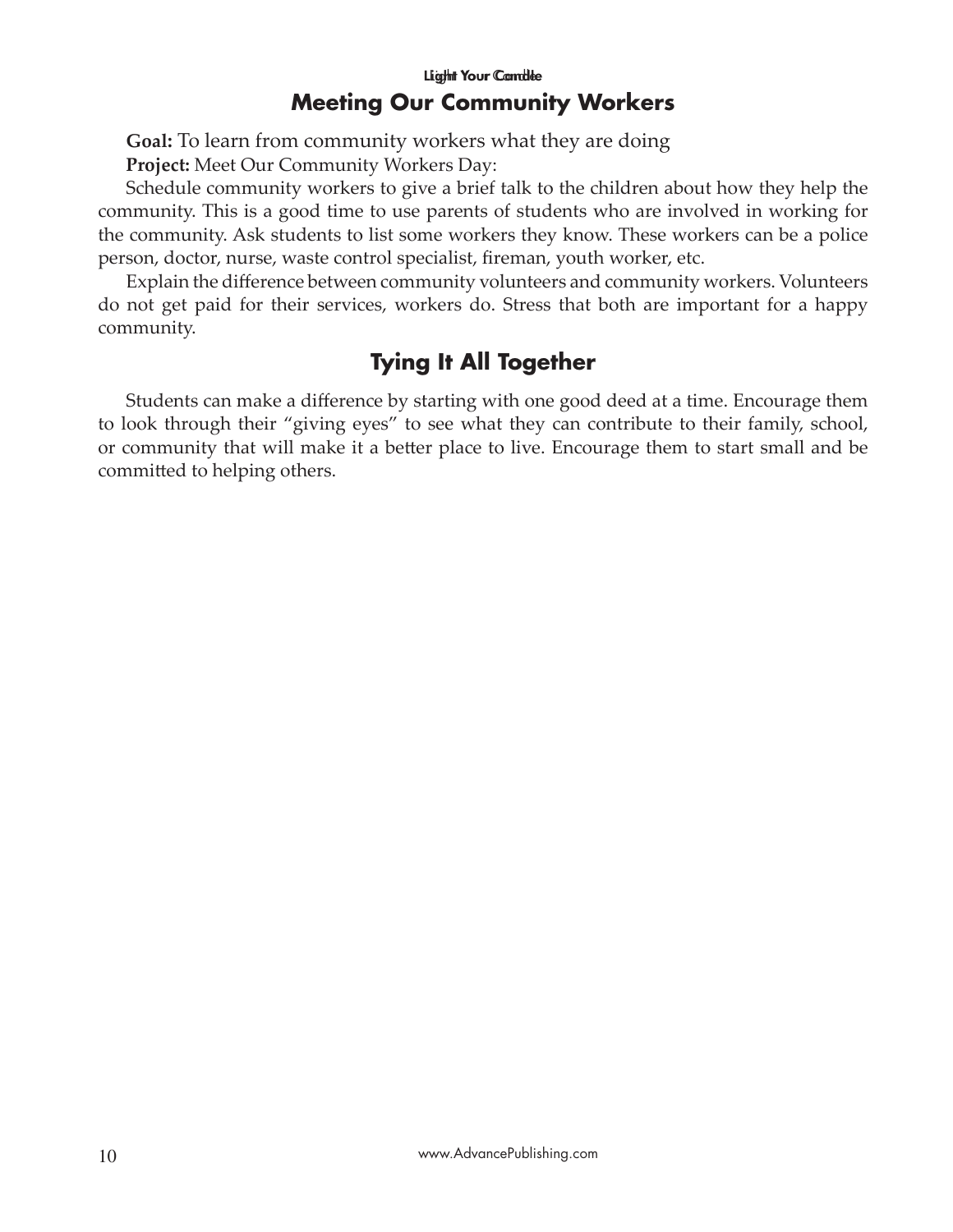## Meeting Our Community Workers

**Goal:** To learn from community workers what they are doing

**Project:** Meet Our Community Workers Day:

Schedule community workers to give a brief talk to the children about how they help the community. This is a good time to use parents of students who are involved in working for the community. Ask students to list some workers they know. These workers can be a police person, doctor, nurse, waste control specialist, fireman, youth worker, etc.

Explain the difference between community volunteers and community workers. Volunteers do not get paid for their services, workers do. Stress that both are important for a happy community.

## Tying It All Together

Students can make a difference by starting with one good deed at a time. Encourage them to look through their "giving eyes" to see what they can contribute to their family, school, or community that will make it a better place to live. Encourage them to start small and be committed to helping others.